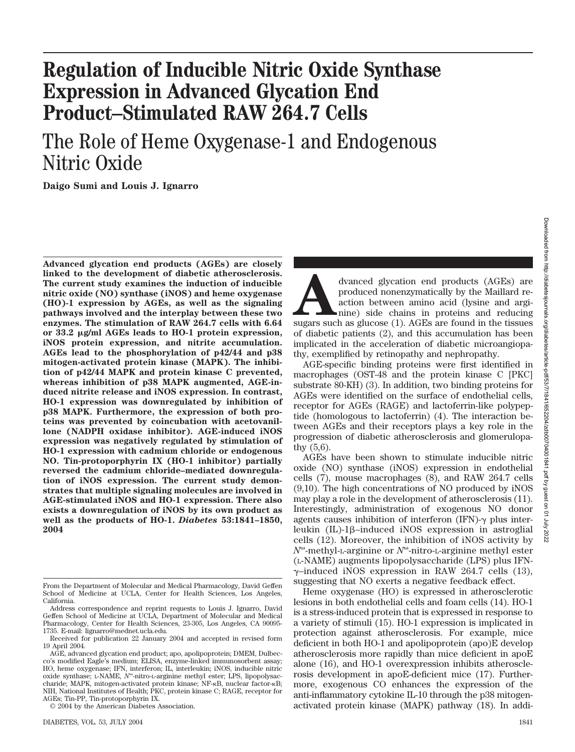# Regulation of Inducible Nitric Oxide Synthase Expression in Advanced Glycation End Product–Stimulated RAW 264.7 Cells

## The Role of Heme Oxygenase-1 and Endogenous Nitric Oxide

**Daigo Sumi and Louis J. Ignarro**

**Advanced glycation end products (AGEs) are closely linked to the development of diabetic atherosclerosis. The current study examines the induction of inducible nitric oxide (NO) synthase (iNOS) and heme oxygenase (HO)-1 expression by AGEs, as well as the signaling pathways involved and the interplay between these two enzymes. The stimulation of RAW 264.7 cells with 6.64 or 33.2 μg/ml AGEs leads to HO-1 protein expression, iNOS protein expression, and nitrite accumulation. AGEs lead to the phosphorylation of p42/44 and p38 mitogen-activated protein kinase (MAPK). The inhibition of p42/44 MAPK and protein kinase C prevented, whereas inhibition of p38 MAPK augmented, AGE-induced nitrite release and iNOS expression. In contrast, HO-1 expression was downregulated by inhibition of p38 MAPK. Furthermore, the expression of both proteins was prevented by coincubation with acetovanillone (NADPH oxidase inhibitor). AGE-induced iNOS expression was negatively regulated by stimulation of HO-1 expression with cadmium chloride or endogenous NO. Tin-protoporphyrin IX (HO-1 inhibitor) partially reversed the cadmium chloride–mediated downregulation of iNOS expression. The current study demonstrates that multiple signaling molecules are involved in AGE-stimulated iNOS and HO-1 expression. There also exists a downregulation of iNOS by its own product as well as the products of HO-1.** ***Diabetes*** **53:1841–1850, 2004**

From the Department of Molecular and Medical Pharmacology, David Geffen School of Medicine at UCLA, Center for Health Sciences, Los Angeles, California.

Address correspondence and reprint requests to Louis J. Ignarro, David Geffen School of Medicine at UCLA, Department of Molecular and Medical Pharmacology, Center for Health Sciences, 23-305, Los Angeles, CA 90095-1735. E-mail: lignarro@mednet.ucla.edu.

Received for publication 22 January 2004 and accepted in revised form 19 April 2004.

AGE, advanced glycation end product; apo, apolipoprotein; DMEM, Dulbecco's modified Eagle's medium; ELISA, enzyme-linked immunosorbent assay; HO, heme oxygenase; IFN, interferon; IL, interleukin; iNOS, inducible nitric oxide synthase; L-NAME, $N^{\omega}$-nitro-L-arginine methyl ester; LPS, lipopolysaccharide; MAPK, mitogen-activated protein kinase; NF-κB, nuclear factor-κB; NIH, National Institutes of Health; PKC, protein kinase C; RAGE, receptor for AGEs; Tin-PP, Tin-protoporphyrin IX.

© 2004 by the American Diabetes Association.

Advanced glycation end products (AGEs) are produced nonenzymatically by the Maillard reaction between amino acid (lysine and arginine) side chains in proteins and reducing sugars such as glucose (1). AGEs are found in the tissues of diabetic patients (2), and this accumulation has been implicated in the acceleration of diabetic microangiopathy, exemplified by retinopathy and nephropathy.

AGE-specific binding proteins were first identified in macrophages (OST-48 and the protein kinase C [PKC] substrate 80-KH) (3). In addition, two binding proteins for AGEs were identified on the surface of endothelial cells, receptor for AGEs (RAGE) and lactoferrin-like polypeptide (homologous to lactoferrin) (4). The interaction between AGEs and their receptors plays a key role in the progression of diabetic atherosclerosis and glomerulopathy (5,6).

AGEs have been shown to stimulate inducible nitric oxide (NO) synthase (iNOS) expression in endothelial cells (7), mouse macrophages (8), and RAW 264.7 cells (9,10). The high concentrations of NO produced by iNOS may play a role in the development of atherosclerosis (11). Interestingly, administration of exogenous NO donor agents causes inhibition of interferon (IFN)-γ plus interleukin (IL)-1β–induced iNOS expression in astroglial cells (12). Moreover, the inhibition of iNOS activity by $N^{\omega}$-methyl-L-arginine or $N^{\omega}$-nitro-L-arginine methyl ester (L-NAME) augments lipopolysaccharide (LPS) plus IFN-γ–induced iNOS expression in RAW 264.7 cells (13), suggesting that NO exerts a negative feedback effect.

Heme oxygenase (HO) is expressed in atherosclerotic lesions in both endothelial cells and foam cells (14). HO-1 is a stress-induced protein that is expressed in response to a variety of stimuli (15). HO-1 expression is implicated in protection against atherosclerosis. For example, mice deficient in both HO-1 and apolipoprotein (apo)E develop atherosclerosis more rapidly than mice deficient in apoE alone (16), and HO-1 overexpression inhibits atherosclerosis development in apoE-deficient mice (17). Furthermore, exogenous CO enhances the expression of the anti-inflammatory cytokine IL-10 through the p38 mitogen-activated protein kinase (MAPK) pathway (18). In addi-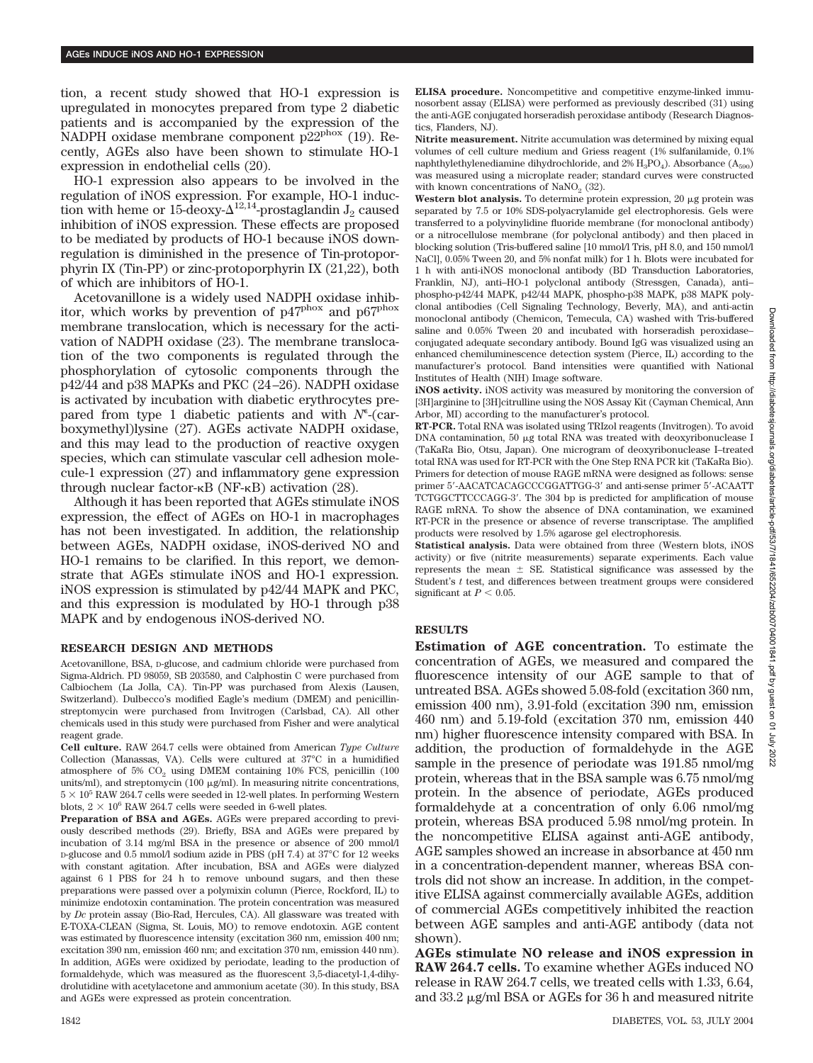tion, a recent study showed that HO-1 expression is upregulated in monocytes prepared from type 2 diabetic patients and is accompanied by the expression of the NADPH oxidase membrane component $p22^{phox}$ (19). Recently, AGEs also have been shown to stimulate HO-1 expression in endothelial cells (20).

HO-1 expression also appears to be involved in the regulation of iNOS expression. For example, HO-1 induction with heme or 15-deoxy-$\Delta^{12,14}$-prostaglandin $J_2$ caused inhibition of iNOS expression. These effects are proposed to be mediated by products of HO-1 because iNOS downregulation is diminished in the presence of Tin-protoporphyrin IX (Tin-PP) or zinc-protoporphyrin IX (21,22), both of which are inhibitors of HO-1.

Acetovanillone is a widely used NADPH oxidase inhibitor, which works by prevention of $p47^{phox}$ and $p67^{phox}$ membrane translocation, which is necessary for the activation of NADPH oxidase (23). The membrane translocation of the two components is regulated through the phosphorylation of cytosolic components through the p42/44 and p38 MAPKs and PKC (24–26). NADPH oxidase is activated by incubation with diabetic erythrocytes prepared from type 1 diabetic patients and with $N^{\epsilon}$-(carboxymethyl)lysine (27). AGEs activate NADPH oxidase, and this may lead to the production of reactive oxygen species, which can stimulate vascular cell adhesion molecule-1 expression (27) and inflammatory gene expression through nuclear factor-κB (NF-κB) activation (28).

Although it has been reported that AGEs stimulate iNOS expression, the effect of AGEs on HO-1 in macrophages has not been investigated. In addition, the relationship between AGEs, NADPH oxidase, iNOS-derived NO and HO-1 remains to be clarified. In this report, we demonstrate that AGEs stimulate iNOS and HO-1 expression. iNOS expression is stimulated by p42/44 MAPK and PKC, and this expression is modulated by HO-1 through p38 MAPK and by endogenous iNOS-derived NO.

## RESEARCH DESIGN AND METHODS

Acetovanillone, BSA, D-glucose, and cadmium chloride were purchased from Sigma-Aldrich. PD 98059, SB 203580, and Calphostin C were purchased from Calbiochem (La Jolla, CA). Tin-PP was purchased from Alexis (Lausen, Switzerland). Dulbecco's modified Eagle's medium (DMEM) and penicillin-streptomycin were purchased from Invitrogen (Carlsbad, CA). All other chemicals used in this study were purchased from Fisher and were analytical reagent grade.

**Cell culture.** RAW 264.7 cells were obtained from American *Type Culture* Collection (Manassas, VA). Cells were cultured at 37°C in a humidified atmosphere of 5% $CO_2$ using DMEM containing 10% FCS, penicillin (100 units/ml), and streptomycin (100 μg/ml). In measuring nitrite concentrations, $5 \times 10^5$ RAW 264.7 cells were seeded in 12-well plates. In performing Western blots, $2 \times 10^6$ RAW 264.7 cells were seeded in 6-well plates.

**Preparation of BSA and AGEs.** AGEs were prepared according to previously described methods (29). Briefly, BSA and AGEs were prepared by incubation of 3.14 mg/ml BSA in the presence or absence of 200 mmol/l D-glucose and 0.5 mmol/l sodium azide in PBS (pH 7.4) at 37°C for 12 weeks with constant agitation. After incubation, BSA and AGEs were dialyzed against 6 l PBS for 24 h to remove unbound sugars, and then these preparations were passed over a polymixin column (Pierce, Rockford, IL) to minimize endotoxin contamination. The protein concentration was measured by *Dc* protein assay (Bio-Rad, Hercules, CA). All glassware was treated with E-TOXA-CLEAN (Sigma, St. Louis, MO) to remove endotoxin. AGE content was estimated by fluorescence intensity (excitation 360 nm, emission 400 nm; excitation 390 nm, emission 460 nm; and excitation 370 nm, emission 440 nm). In addition, AGEs were oxidized by periodate, leading to the production of formaldehyde, which was measured as the fluorescent 3,5-diacetyl-1,4-dihydrolutidine with acetylacetone and ammonium acetate (30). In this study, BSA and AGEs were expressed as protein concentration.

**ELISA procedure.** Noncompetitive and competitive enzyme-linked immunosorbent assay (ELISA) were performed as previously described (31) using the anti-AGE conjugated horseradish peroxidase antibody (Research Diagnostics, Flanders, NJ).

**Nitrite measurement.** Nitrite accumulation was determined by mixing equal volumes of cell culture medium and Griess reagent (1% sulfanilamide, 0.1% naphthylethylenediamine dihydrochloride, and 2% $H_3PO_4$). Absorbance ($A_{590}$) was measured using a microplate reader; standard curves were constructed with known concentrations of $NaNO_2$ (32).

**Western blot analysis.** To determine protein expression, 20 μg protein was separated by 7.5 or 10% SDS-polyacrylamide gel electrophoresis. Gels were transferred to a polyvinylidine fluoride membrane (for monoclonal antibody) or a nitrocellulose membrane (for polyclonal antibody) and then placed in blocking solution (Tris-buffered saline [10 mmol/l Tris, pH 8.0, and 150 mmol/l NaCl], 0.05% Tween 20, and 5% nonfat milk) for 1 h. Blots were incubated for 1 h with anti-iNOS monoclonal antibody (BD Transduction Laboratories, Franklin, NJ), anti–HO-1 polyclonal antibody (Stressgen, Canada), anti–phospho-p42/44 MAPK, p42/44 MAPK, phospho-p38 MAPK, p38 MAPK polyclonal antibodies (Cell Signaling Technology, Beverly, MA), and anti-actin monoclonal antibody (Chemicon, Temecula, CA) washed with Tris-buffered saline and 0.05% Tween 20 and incubated with horseradish peroxidase–conjugated adequate secondary antibody. Bound IgG was visualized using an enhanced chemiluminescence detection system (Pierce, IL) according to the manufacturer's protocol. Band intensities were quantified with National Institutes of Health (NIH) Image software.

**iNOS activity.** iNOS activity was measured by monitoring the conversion of [3H]arginine to [3H]citrulline using the NOS Assay Kit (Cayman Chemical, Ann Arbor, MI) according to the manufacturer's protocol.

**RT-PCR.** Total RNA was isolated using TRIzol reagents (Invitrogen). To avoid DNA contamination, 50 μg total RNA was treated with deoxyribonuclease I (TaKaRa Bio, Otsu, Japan). One microgram of deoxyribonuclease I–treated total RNA was used for RT-PCR with the One Step RNA PCR kit (TaKaRa Bio). Primers for detection of mouse RAGE mRNA were designed as follows: sense primer 5′-AACATCACAGCCCGGATTGG-3′ and anti-sense primer 5′-ACAATT TCTGGCTTCCCAGG-3′. The 304 bp is predicted for amplification of mouse RAGE mRNA. To show the absence of DNA contamination, we examined RT-PCR in the presence or absence of reverse transcriptase. The amplified products were resolved by 1.5% agarose gel electrophoresis.

**Statistical analysis.** Data were obtained from three (Western blots, iNOS activity) or five (nitrite measurements) separate experiments. Each value represents the mean ± SE. Statistical significance was assessed by the Student's *t* test, and differences between treatment groups were considered significant at $P < 0.05$.

## RESULTS

**Estimation of AGE concentration.** To estimate the concentration of AGEs, we measured and compared the fluorescence intensity of our AGE sample to that of untreated BSA. AGEs showed 5.08-fold (excitation 360 nm, emission 400 nm), 3.91-fold (excitation 390 nm, emission 460 nm) and 5.19-fold (excitation 370 nm, emission 440 nm) higher fluorescence intensity compared with BSA. In addition, the production of formaldehyde in the AGE sample in the presence of periodate was 191.85 nmol/mg protein, whereas that in the BSA sample was 6.75 nmol/mg protein. In the absence of periodate, AGEs produced formaldehyde at a concentration of only 6.06 nmol/mg protein, whereas BSA produced 5.98 nmol/mg protein. In the noncompetitive ELISA against anti-AGE antibody, AGE samples showed an increase in absorbance at 450 nm in a concentration-dependent manner, whereas BSA controls did not show an increase. In addition, in the competitive ELISA against commercially available AGEs, addition of commercial AGEs competitively inhibited the reaction between AGE samples and anti-AGE antibody (data not shown).

**AGEs stimulate NO release and iNOS expression in RAW 264.7 cells.** To examine whether AGEs induced NO release in RAW 264.7 cells, we treated cells with 1.33, 6.64, and 33.2 μg/ml BSA or AGEs for 36 h and measured nitrite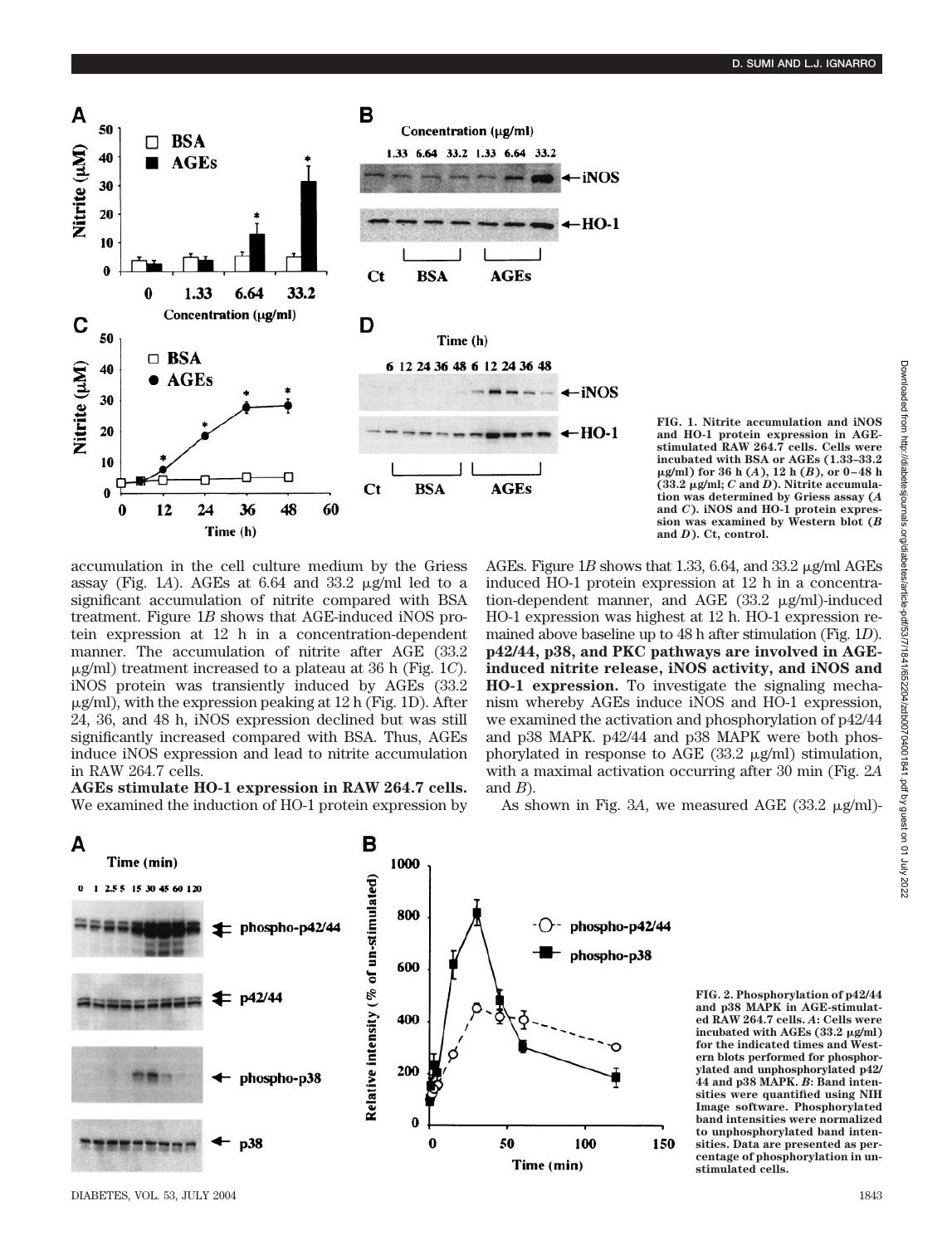A

50

40

30

20

10

0

Nitrite (μM)

□ BSA

■ AGEs

0 1.33 6.64 33.2

Concentration (μg/ml)

B

Concentration (μg/ml)

1.33 6.64 33.2 1.33 6.64 33.2

←iNOS

←HO-1

Ct BSA AGEs

C

50

40

30

20

10

0

Nitrite (μM)

□ BSA

● AGEs

0 12 24 36 48 60

Time (h)

D

Time (h)

6 12 24 36 48 6 12 24 36 48

←iNOS

←HO-1

Ct BSA AGEs

FIG. 1. Nitrite accumulation and iNOS and HO-1 protein expression in AGE-stimulated RAW 264.7 cells. Cells were incubated with BSA or AGEs (1.33–33.2 μg/ml) for 36 h (*A*), 12 h (*B*), or 0–48 h (33.2 μg/ml; *C* and *D*). Nitrite accumulation was determined by Griess assay (*A* and *C*). iNOS and HO-1 protein expression was examined by Western blot (*B* and *D*). Ct, control.

accumulation in the cell culture medium by the Griess assay (Fig. 1*A*). AGEs at 6.64 and 33.2 μg/ml led to a significant accumulation of nitrite compared with BSA treatment. Figure 1*B* shows that AGE-induced iNOS protein expression at 12 h in a concentration-dependent manner. The accumulation of nitrite after AGE (33.2 μg/ml) treatment increased to a plateau at 36 h (Fig. 1*C*). iNOS protein was transiently induced by AGEs (33.2 μg/ml), with the expression peaking at 12 h (Fig. 1D). After 24, 36, and 48 h, iNOS expression declined but was still significantly increased compared with BSA. Thus, AGEs induce iNOS expression and lead to nitrite accumulation in RAW 264.7 cells.

**AGEs stimulate HO-1 expression in RAW 264.7 cells.** We examined the induction of HO-1 protein expression by AGEs. Figure 1*B* shows that 1.33, 6.64, and 33.2 μg/ml AGEs induced HO-1 protein expression at 12 h in a concentration-dependent manner, and AGE (33.2 μg/ml)-induced HO-1 expression was highest at 12 h. HO-1 expression remained above baseline up to 48 h after stimulation (Fig. 1*D*).

**p42/44, p38, and PKC pathways are involved in AGE-induced nitrite release, iNOS activity, and iNOS and HO-1 expression.** To investigate the signaling mechanism whereby AGEs induce iNOS and HO-1 expression, we examined the activation and phosphorylation of p42/44 and p38 MAPK. p42/44 and p38 MAPK were both phosphorylated in response to AGE (33.2 μg/ml) stimulation, with a maximal activation occurring after 30 min (Fig. 2*A* and *B*).

As shown in Fig. 3*A*, we measured AGE (33.2 μg/ml)-

A

Time (min)

0 1 2.5 5 15 30 45 60 120

phospho-p42/44

p42/44

phospho-p38

p38

B

1000

800

600

400

200

0

Relative intensity ( % of un-stimulated)

phospho-p42/44

phospho-p38

0 50 100 150

Time (min)

FIG. 2. Phosphorylation of p42/44 and p38 MAPK in AGE-stimulated RAW 264.7 cells. *A*: Cells were incubated with AGEs (33.2 μg/ml) for the indicated times and Western blots performed for phosphorylated and unphosphorylated p42/44 and p38 MAPK. *B*: Band intensities were quantified using NIH Image software. Phosphorylated band intensities were normalized to unphosphorylated band intensities. Data are presented as percentage of phosphorylation in unstimulated cells.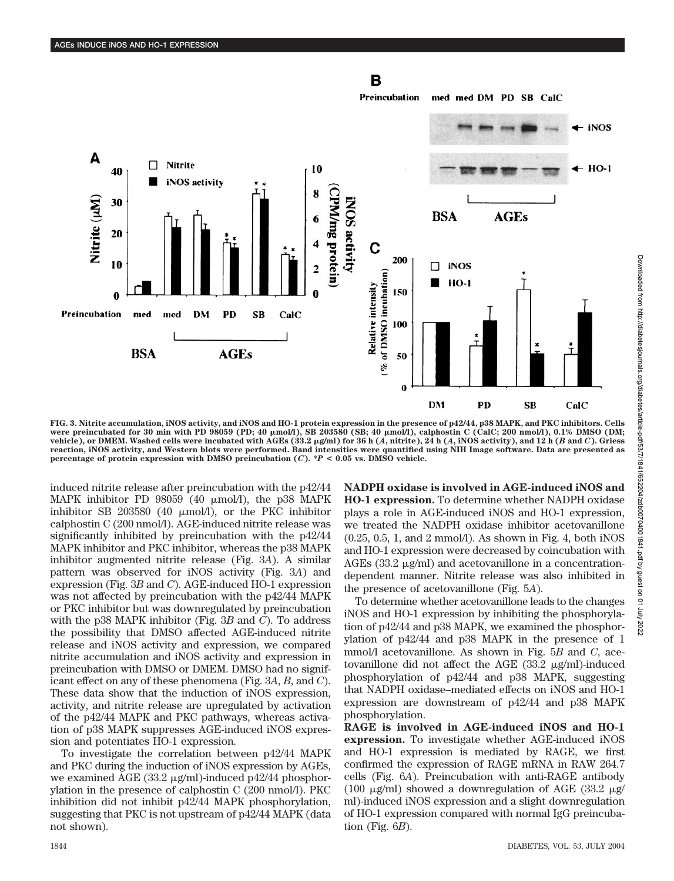A

Nitrite

iNOS activity

Nitrite (μM)

iNOS activity (CPM/mg protein)

40
30
20
10
0

10
8
6
4
2
0

Preincubation med med DM PD SB CalC

BSA AGEs

B

Preincubation med med DM PD SB CalC

← iNOS

← HO-1

BSA AGEs

C

iNOS

HO-1

Relative intensity (% of DMSO incubation)

200
150
100
50
0

DM PD SB CalC

FIG. 3. Nitrite accumulation, iNOS activity, and iNOS and HO-1 protein expression in the presence of p42/44, p38 MAPK, and PKC inhibitors. Cells were preincubated for 30 min with PD 98059 (PD; 40 μmol/l), SB 203580 (SB; 40 μmol/l), calphostin C (CalC; 200 nmol/l), 0.1% DMSO (DM; vehicle), or DMEM. Washed cells were incubated with AGEs (33.2 μg/ml) for 36 h (*A*, nitrite), 24 h (*A*, iNOS activity), and 12 h (*B* and *C*). Griess reaction, iNOS activity, and Western blots were performed. Band intensities were quantified using NIH Image software. Data are presented as percentage of protein expression with DMSO preincubation (*C*). \*$P < 0.05$ vs. DMSO vehicle.

induced nitrite release after preincubation with the p42/44 MAPK inhibitor PD 98059 (40 μmol/l), the p38 MAPK inhibitor SB 203580 (40 μmol/l), or the PKC inhibitor calphostin C (200 nmol/l). AGE-induced nitrite release was significantly inhibited by preincubation with the p42/44 MAPK inhibitor and PKC inhibitor, whereas the p38 MAPK inhibitor augmented nitrite release (Fig. 3*A*). A similar pattern was observed for iNOS activity (Fig. 3*A*) and expression (Fig. 3*B* and *C*). AGE-induced HO-1 expression was not affected by preincubation with the p42/44 MAPK or PKC inhibitor but was downregulated by preincubation with the p38 MAPK inhibitor (Fig. 3*B* and *C*). To address the possibility that DMSO affected AGE-induced nitrite release and iNOS activity and expression, we compared nitrite accumulation and iNOS activity and expression in preincubation with DMSO or DMEM. DMSO had no significant effect on any of these phenomena (Fig. 3*A*, *B*, and *C*). These data show that the induction of iNOS expression, activity, and nitrite release are upregulated by activation of the p42/44 MAPK and PKC pathways, whereas activation of p38 MAPK suppresses AGE-induced iNOS expression and potentiates HO-1 expression.

To investigate the correlation between p42/44 MAPK and PKC during the induction of iNOS expression by AGEs, we examined AGE (33.2 μg/ml)-induced p42/44 phosphorylation in the presence of calphostin C (200 nmol/l). PKC inhibition did not inhibit p42/44 MAPK phosphorylation, suggesting that PKC is not upstream of p42/44 MAPK (data not shown).

**NADPH oxidase is involved in AGE-induced iNOS and HO-1 expression.** To determine whether NADPH oxidase plays a role in AGE-induced iNOS and HO-1 expression, we treated the NADPH oxidase inhibitor acetovanillone (0.25, 0.5, 1, and 2 mmol/l). As shown in Fig. 4, both iNOS and HO-1 expression were decreased by coincubation with AGEs (33.2 μg/ml) and acetovanillone in a concentration-dependent manner. Nitrite release was also inhibited in the presence of acetovanillone (Fig. 5*A*).

To determine whether acetovanillone leads to the changes iNOS and HO-1 expression by inhibiting the phosphorylation of p42/44 and p38 MAPK, we examined the phosphorylation of p42/44 and p38 MAPK in the presence of 1 mmol/l acetovanillone. As shown in Fig. 5*B* and *C*, acetovanillone did not affect the AGE (33.2 μg/ml)-induced phosphorylation of p42/44 and p38 MAPK, suggesting that NADPH oxidase–mediated effects on iNOS and HO-1 expression are downstream of p42/44 and p38 MAPK phosphorylation.

**RAGE is involved in AGE-induced iNOS and HO-1 expression.** To investigate whether AGE-induced iNOS and HO-1 expression is mediated by RAGE, we first confirmed the expression of RAGE mRNA in RAW 264.7 cells (Fig. 6*A*). Preincubation with anti-RAGE antibody (100 μg/ml) showed a downregulation of AGE (33.2 μg/ml)-induced iNOS expression and a slight downregulation of HO-1 expression compared with normal IgG preincubation (Fig. 6*B*).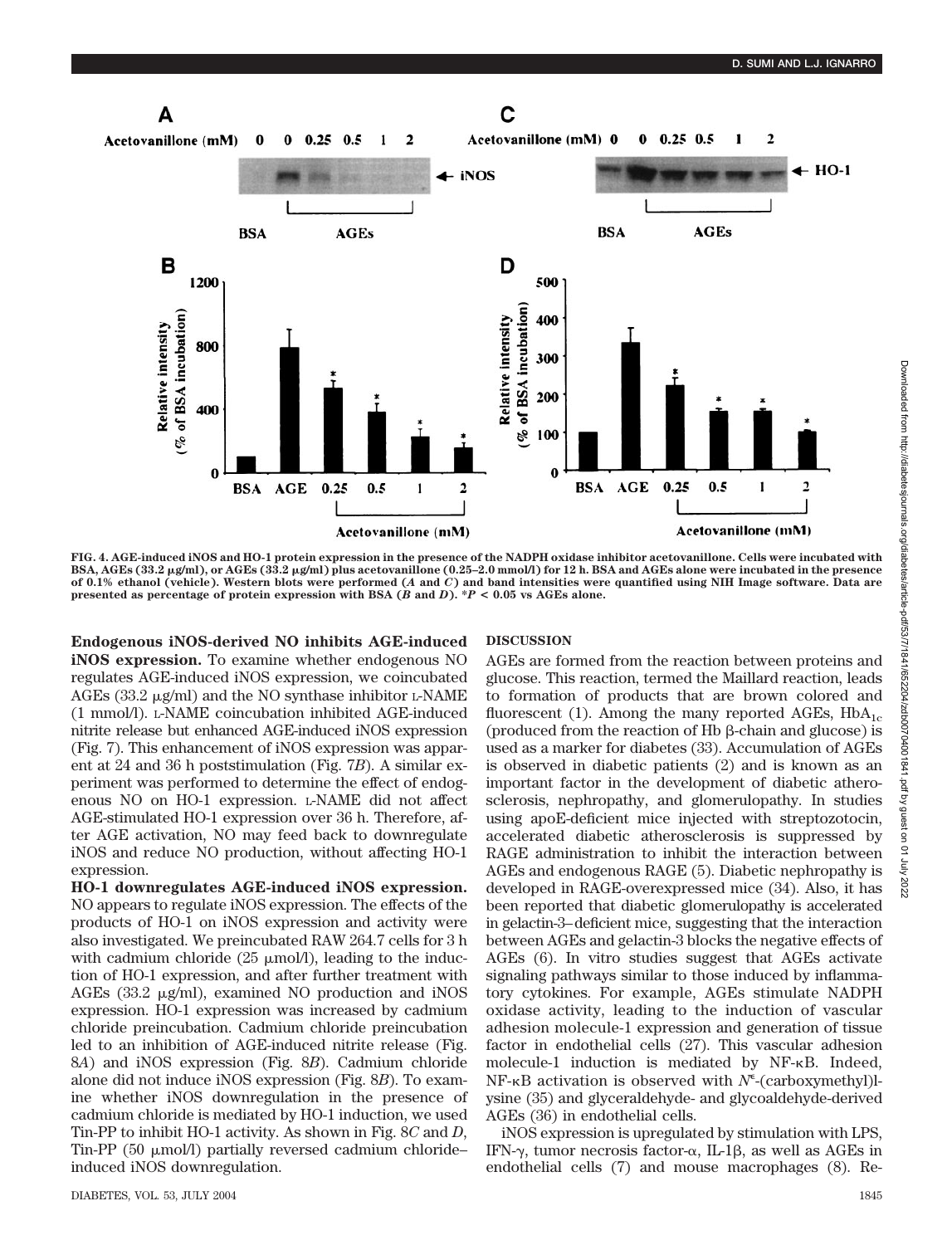A

Acetovanillone (mM) 0 0 0.25 0.5 1 2

← iNOS

BSA AGEs

B

Relative intensity (% of BSA incubation)

1200

800

400

0

BSA AGE 0.25 0.5 1 2

Acetovanillone (mM)

C

Acetovanillone (mM) 0 0 0.25 0.5 1 2

← HO-1

BSA AGEs

D

Relative intensity (% of BSA incubation)

500

400

300

200

100

0

BSA AGE 0.25 0.5 1 2

Acetovanillone (mM)

**FIG. 4. AGE-induced iNOS and HO-1 protein expression in the presence of the NADPH oxidase inhibitor acetovanillone. Cells were incubated with BSA, AGEs (33.2 μg/ml), or AGEs (33.2 μg/ml) plus acetovanillone (0.25–2.0 mmol/l) for 12 h. BSA and AGEs alone were incubated in the presence of 0.1% ethanol (vehicle). Western blots were performed (*A* and *C*) and band intensities were quantified using NIH Image software. Data are presented as percentage of protein expression with BSA (*B* and *D*). *$P < 0.05$ vs AGEs alone.**

**Endogenous iNOS-derived NO inhibits AGE-induced iNOS expression.** To examine whether endogenous NO regulates AGE-induced iNOS expression, we coincubated AGEs (33.2 μg/ml) and the NO synthase inhibitor L-NAME (1 mmol/l). L-NAME coincubation inhibited AGE-induced nitrite release but enhanced AGE-induced iNOS expression (Fig. 7). This enhancement of iNOS expression was apparent at 24 and 36 h poststimulation (Fig. 7*B*). A similar experiment was performed to determine the effect of endogenous NO on HO-1 expression. L-NAME did not affect AGE-stimulated HO-1 expression over 36 h. Therefore, after AGE activation, NO may feed back to downregulate iNOS and reduce NO production, without affecting HO-1 expression.

**HO-1 downregulates AGE-induced iNOS expression.** NO appears to regulate iNOS expression. The effects of the products of HO-1 on iNOS expression and activity were also investigated. We preincubated RAW 264.7 cells for 3 h with cadmium chloride (25 μmol/l), leading to the induction of HO-1 expression, and after further treatment with AGEs (33.2 μg/ml), examined NO production and iNOS expression. HO-1 expression was increased by cadmium chloride preincubation. Cadmium chloride preincubation led to an inhibition of AGE-induced nitrite release (Fig. 8*A*) and iNOS expression (Fig. 8*B*). Cadmium chloride alone did not induce iNOS expression (Fig. 8*B*). To examine whether iNOS downregulation in the presence of cadmium chloride is mediated by HO-1 induction, we used Tin-PP to inhibit HO-1 activity. As shown in Fig. 8*C* and *D*, Tin-PP (50 μmol/l) partially reversed cadmium chloride–induced iNOS downregulation.

## DISCUSSION

AGEs are formed from the reaction between proteins and glucose. This reaction, termed the Maillard reaction, leads to formation of products that are brown colored and fluorescent (1). Among the many reported AGEs, $HbA_{1c}$ (produced from the reaction of Hb β-chain and glucose) is used as a marker for diabetes (33). Accumulation of AGEs is observed in diabetic patients (2) and is known as an important factor in the development of diabetic atherosclerosis, nephropathy, and glomerulopathy. In studies using apoE-deficient mice injected with streptozotocin, accelerated diabetic atherosclerosis is suppressed by RAGE administration to inhibit the interaction between AGEs and endogenous RAGE (5). Diabetic nephropathy is developed in RAGE-overexpressed mice (34). Also, it has been reported that diabetic glomerulopathy is accelerated in gelactin-3–deficient mice, suggesting that the interaction between AGEs and gelactin-3 blocks the negative effects of AGEs (6). In vitro studies suggest that AGEs activate signaling pathways similar to those induced by inflammatory cytokines. For example, AGEs stimulate NADPH oxidase activity, leading to the induction of vascular adhesion molecule-1 expression and generation of tissue factor in endothelial cells (27). This vascular adhesion molecule-1 induction is mediated by NF-κB. Indeed, NF-κB activation is observed with $N^{\epsilon}$-(carboxymethyl)l-ysine (35) and glyceraldehyde- and glycoaldehyde-derived AGEs (36) in endothelial cells.

iNOS expression is upregulated by stimulation with LPS, IFN-γ, tumor necrosis factor-α, IL-1β, as well as AGEs in endothelial cells (7) and mouse macrophages (8). Re-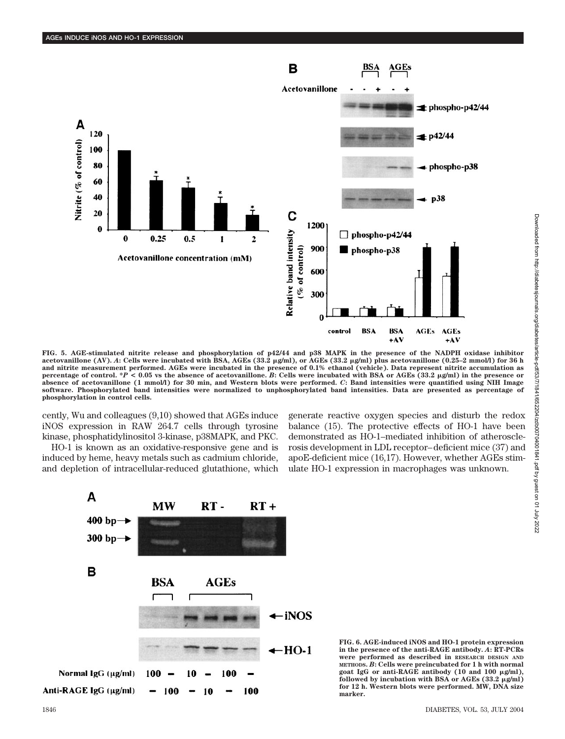FIG. 5. AGE-stimulated nitrite release and phosphorylation of p42/44 and p38 MAPK in the presence of the NADPH oxidase inhibitor acetovanillone (AV). *A*: Cells were incubated with BSA, AGEs (33.2 μg/ml), or AGEs (33.2 μg/ml) plus acetovanillone (0.25–2 mmol/l) for 36 h and nitrite measurement performed. AGEs were incubated in the presence of 0.1% ethanol (vehicle). Data represent nitrite accumulation as percentage of control. \*$P < 0.05$ vs the absence of acetovanillone. *B*: Cells were incubated with BSA or AGEs (33.2 μg/ml) in the presence or absence of acetovanillone (1 mmol/l) for 30 min, and Western blots were performed. *C*: Band intensities were quantified using NIH Image software. Phosphorylated band intensities were normalized to unphosphorylated band intensities. Data are presented as percentage of phosphorylation in control cells.

cently, Wu and colleagues (9,10) showed that AGEs induce iNOS expression in RAW 264.7 cells through tyrosine kinase, phosphatidylinositol 3-kinase, p38MAPK, and PKC.

HO-1 is known as an oxidative-responsive gene and is induced by heme, heavy metals such as cadmium chloride, and depletion of intracellular-reduced glutathione, which generate reactive oxygen species and disturb the redox balance (15). The protective effects of HO-1 have been demonstrated as HO-1–mediated inhibition of atherosclerosis development in LDL receptor–deficient mice (37) and apoE-deficient mice (16,17). However, whether AGEs stimulate HO-1 expression in macrophages was unknown.

FIG. 6. AGE-induced iNOS and HO-1 protein expression in the presence of the anti-RAGE antibody. *A*: RT-PCRs were performed as described in RESEARCH DESIGN AND METHODS. *B*: Cells were preincubated for 1 h with normal goat IgG or anti-RAGE antibody (10 and 100 μg/ml), followed by incubation with BSA or AGEs (33.2 μg/ml) for 12 h. Western blots were performed. MW, DNA size marker.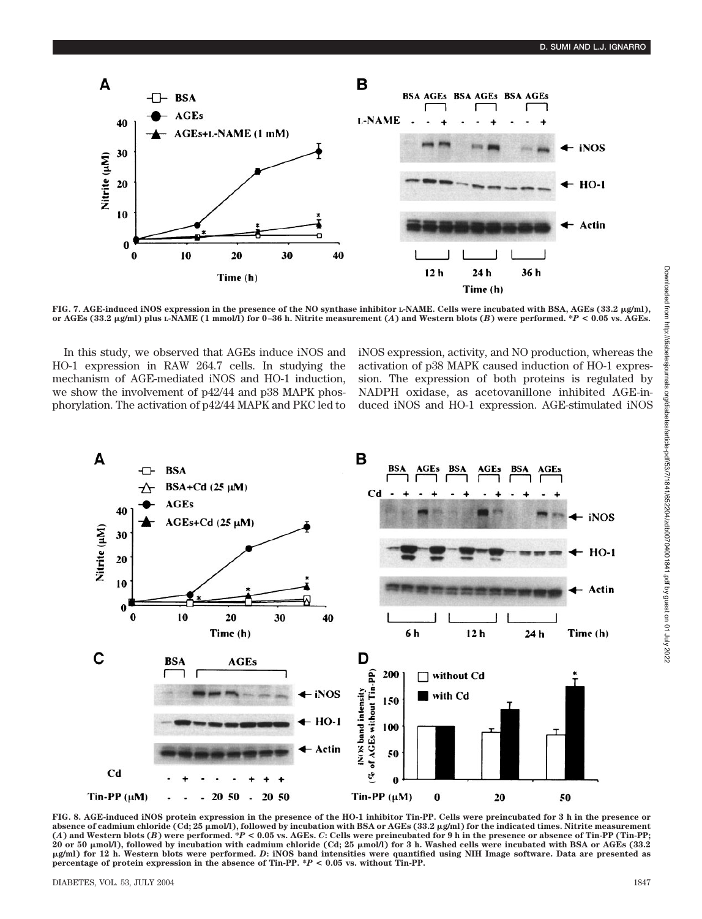A

BSA

AGEs

AGEs+L-NAME (1 mM)

Nitrite (μM)

40

30

20

10

0

0 10 20 30 40

Time (h)

B

BSA AGEs BSA AGEs BSA AGEs

L-NAME - - + - - + - - +

← iNOS

← HO-1

← Actin

12 h 24 h 36 h

Time (h)

**FIG. 7. AGE-induced iNOS expression in the presence of the NO synthase inhibitor L-NAME. Cells were incubated with BSA, AGEs (33.2 μg/ml), or AGEs (33.2 μg/ml) plus L-NAME (1 mmol/l) for 0–36 h. Nitrite measurement (*A*) and Western blots (*B*) were performed. \*$P < 0.05$ vs. AGEs.**

In this study, we observed that AGEs induce iNOS and HO-1 expression in RAW 264.7 cells. In studying the mechanism of AGE-mediated iNOS and HO-1 induction, we show the involvement of p42/44 and p38 MAPK phosphorylation. The activation of p42/44 MAPK and PKC led to iNOS expression, activity, and NO production, whereas the activation of p38 MAPK caused induction of HO-1 expression. The expression of both proteins is regulated by NADPH oxidase, as acetovanillone inhibited AGE-induced iNOS and HO-1 expression. AGE-stimulated iNOS

A

BSA

BSA+Cd (25 μM)

AGEs

AGEs+Cd (25 μM)

Nitrite (μM)

40

30

20

10

0

0 10 20 30 40

Time (h)

B

BSA AGEs BSA AGEs BSA AGEs

Cd - + - + - + - + - + - +

← iNOS

← HO-1

← Actin

6 h 12 h 24 h Time (h)

C

BSA AGEs

← iNOS

← HO-1

← Actin

Cd - + - - - + + +

Tin-PP (μM) - - - 20 50 - 20 50

D

without Cd

with Cd

iNOS band intensity (% of AGEs without Tin-PP)

200

150

100

50

0

Tin-PP (μM) 0 20 50

**FIG. 8. AGE-induced iNOS protein expression in the presence of the HO-1 inhibitor Tin-PP. Cells were preincubated for 3 h in the presence or absence of cadmium chloride (Cd; 25 μmol/l), followed by incubation with BSA or AGEs (33.2 μg/ml) for the indicated times. Nitrite measurement (*A*) and Western blots (*B*) were performed. \*$P < 0.05$ vs. AGEs. *C*: Cells were preincubated for 9 h in the presence or absence of Tin-PP (Tin-PP; 20 or 50 μmol/l), followed by incubation with cadmium chloride (Cd; 25 μmol/l) for 3 h. Washed cells were incubated with BSA or AGEs (33.2 μg/ml) for 12 h. Western blots were performed. *D*: iNOS band intensities were quantified using NIH Image software. Data are presented as percentage of protein expression in the absence of Tin-PP. \*$P < 0.05$ vs. without Tin-PP.**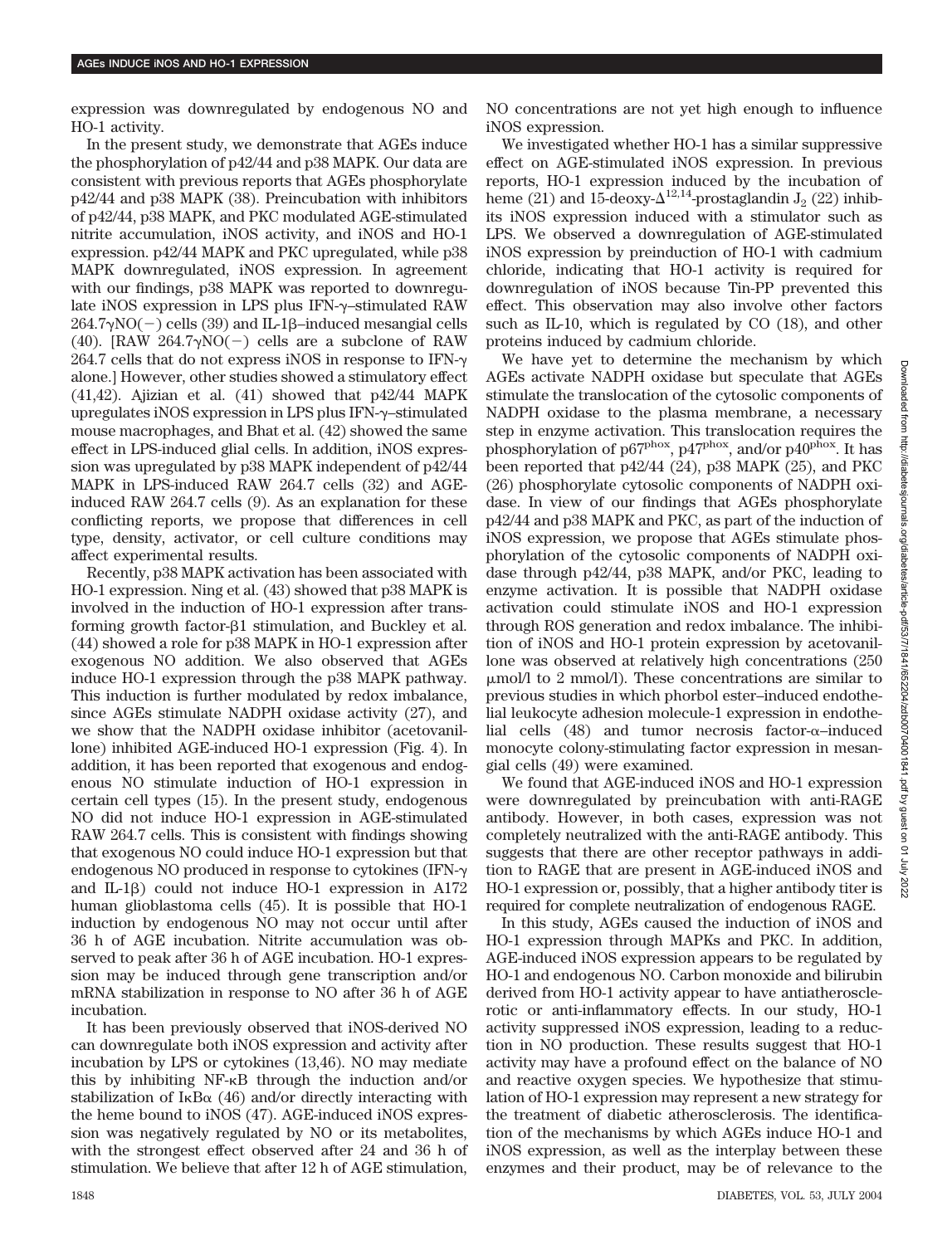expression was downregulated by endogenous NO and HO-1 activity.

In the present study, we demonstrate that AGEs induce the phosphorylation of p42/44 and p38 MAPK. Our data are consistent with previous reports that AGEs phosphorylate p42/44 and p38 MAPK (38). Preincubation with inhibitors of p42/44, p38 MAPK, and PKC modulated AGE-stimulated nitrite accumulation, iNOS activity, and iNOS and HO-1 expression. p42/44 MAPK and PKC upregulated, while p38 MAPK downregulated, iNOS expression. In agreement with our findings, p38 MAPK was reported to downregulate iNOS expression in LPS plus IFN-γ–stimulated RAW 264.7γNO(−) cells (39) and IL-1β–induced mesangial cells (40). [RAW 264.7γNO(−) cells are a subclone of RAW 264.7 cells that do not express iNOS in response to IFN-γ alone.] However, other studies showed a stimulatory effect (41,42). Ajizian et al. (41) showed that p42/44 MAPK upregulates iNOS expression in LPS plus IFN-γ–stimulated mouse macrophages, and Bhat et al. (42) showed the same effect in LPS-induced glial cells. In addition, iNOS expression was upregulated by p38 MAPK independent of p42/44 MAPK in LPS-induced RAW 264.7 cells (32) and AGE-induced RAW 264.7 cells (9). As an explanation for these conflicting reports, we propose that differences in cell type, density, activator, or cell culture conditions may affect experimental results.

Recently, p38 MAPK activation has been associated with HO-1 expression. Ning et al. (43) showed that p38 MAPK is involved in the induction of HO-1 expression after transforming growth factor-β1 stimulation, and Buckley et al. (44) showed a role for p38 MAPK in HO-1 expression after exogenous NO addition. We also observed that AGEs induce HO-1 expression through the p38 MAPK pathway. This induction is further modulated by redox imbalance, since AGEs stimulate NADPH oxidase activity (27), and we show that the NADPH oxidase inhibitor (acetovanillone) inhibited AGE-induced HO-1 expression (Fig. 4). In addition, it has been reported that exogenous and endogenous NO stimulate induction of HO-1 expression in certain cell types (15). In the present study, endogenous NO did not induce HO-1 expression in AGE-stimulated RAW 264.7 cells. This is consistent with findings showing that exogenous NO could induce HO-1 expression but that endogenous NO produced in response to cytokines (IFN-γ and IL-1β) could not induce HO-1 expression in A172 human glioblastoma cells (45). It is possible that HO-1 induction by endogenous NO may not occur until after 36 h of AGE incubation. Nitrite accumulation was observed to peak after 36 h of AGE incubation. HO-1 expression may be induced through gene transcription and/or mRNA stabilization in response to NO after 36 h of AGE incubation.

It has been previously observed that iNOS-derived NO can downregulate both iNOS expression and activity after incubation by LPS or cytokines (13,46). NO may mediate this by inhibiting NF-κB through the induction and/or stabilization of IκBα (46) and/or directly interacting with the heme bound to iNOS (47). AGE-induced iNOS expression was negatively regulated by NO or its metabolites, with the strongest effect observed after 24 and 36 h of stimulation. We believe that after 12 h of AGE stimulation, NO concentrations are not yet high enough to influence iNOS expression.

We investigated whether HO-1 has a similar suppressive effect on AGE-stimulated iNOS expression. In previous reports, HO-1 expression induced by the incubation of heme (21) and 15-deoxy-$\Delta^{12,14}$-prostaglandin $J_2$ (22) inhibits iNOS expression induced with a stimulator such as LPS. We observed a downregulation of AGE-stimulated iNOS expression by preinduction of HO-1 with cadmium chloride, indicating that HO-1 activity is required for downregulation of iNOS because Tin-PP prevented this effect. This observation may also involve other factors such as IL-10, which is regulated by CO (18), and other proteins induced by cadmium chloride.

We have yet to determine the mechanism by which AGEs activate NADPH oxidase but speculate that AGEs stimulate the translocation of the cytosolic components of NADPH oxidase to the plasma membrane, a necessary step in enzyme activation. This translocation requires the phosphorylation of $p67^{phox}$, $p47^{phox}$, and/or $p40^{phox}$. It has been reported that p42/44 (24), p38 MAPK (25), and PKC (26) phosphorylate cytosolic components of NADPH oxidase. In view of our findings that AGEs phosphorylate p42/44 and p38 MAPK and PKC, as part of the induction of iNOS expression, we propose that AGEs stimulate phosphorylation of the cytosolic components of NADPH oxidase through p42/44, p38 MAPK, and/or PKC, leading to enzyme activation. It is possible that NADPH oxidase activation could stimulate iNOS and HO-1 expression through ROS generation and redox imbalance. The inhibition of iNOS and HO-1 protein expression by acetovanillone was observed at relatively high concentrations (250 μmol/l to 2 mmol/l). These concentrations are similar to previous studies in which phorbol ester–induced endothelial leukocyte adhesion molecule-1 expression in endothelial cells (48) and tumor necrosis factor-α–induced monocyte colony-stimulating factor expression in mesangial cells (49) were examined.

We found that AGE-induced iNOS and HO-1 expression were downregulated by preincubation with anti-RAGE antibody. However, in both cases, expression was not completely neutralized with the anti-RAGE antibody. This suggests that there are other receptor pathways in addition to RAGE that are present in AGE-induced iNOS and HO-1 expression or, possibly, that a higher antibody titer is required for complete neutralization of endogenous RAGE.

In this study, AGEs caused the induction of iNOS and HO-1 expression through MAPKs and PKC. In addition, AGE-induced iNOS expression appears to be regulated by HO-1 and endogenous NO. Carbon monoxide and bilirubin derived from HO-1 activity appear to have antiatherosclerotic or anti-inflammatory effects. In our study, HO-1 activity suppressed iNOS expression, leading to a reduction in NO production. These results suggest that HO-1 activity may have a profound effect on the balance of NO and reactive oxygen species. We hypothesize that stimulation of HO-1 expression may represent a new strategy for the treatment of diabetic atherosclerosis. The identification of the mechanisms by which AGEs induce HO-1 and iNOS expression, as well as the interplay between these enzymes and their product, may be of relevance to the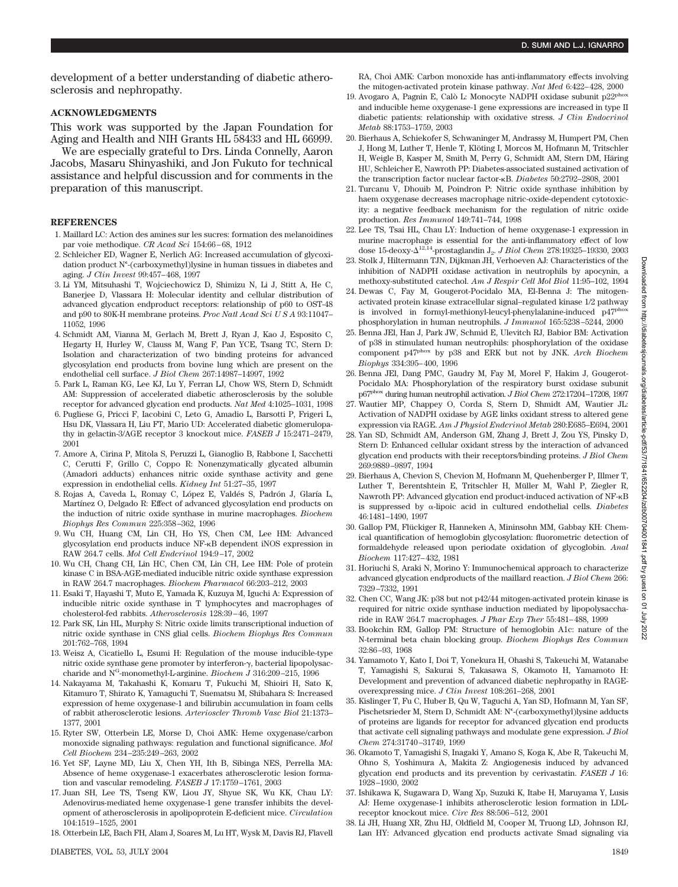development of a better understanding of diabetic atherosclerosis and nephropathy.

## ACKNOWLEDGMENTS

This work was supported by the Japan Foundation for Aging and Health and NIH Grants HL 58433 and HL 66999.

We are especially grateful to Drs. Linda Connelly, Aaron Jacobs, Masaru Shinyashiki, and Jon Fukuto for technical assistance and helpful discussion and for comments in the preparation of this manuscript.

## REFERENCES

1. Maillard LC: Action des amines sur les sucres: formation des melanoidines par voie methodique. *CR Acad Sci* 154:66–68, 1912
2. Schleicher ED, Wagner E, Nerlich AG: Increased accumulation of glycoxidation product $N^{\epsilon}$-(carboxymethyl)lysine in human tissues in diabetes and aging. *J Clin Invest* 99:457–468, 1997
3. Li YM, Mitsuhashi T, Wojciechowicz D, Shimizu N, Li J, Stitt A, He C, Banerjee D, Vlassara H: Molecular identity and cellular distribution of advanced glycation endproduct receptors: relationship of p60 to OST-48 and p90 to 80K-H membrane proteins. *Proc Natl Acad Sci U S A* 93:11047–11052, 1996
4. Schmidt AM, Vianna M, Gerlach M, Brett J, Ryan J, Kao J, Esposito C, Hegarty H, Hurley W, Clauss M, Wang F, Pan YCE, Tsang TC, Stern D: Isolation and characterization of two binding proteins for advanced glycosylation end products from bovine lung which are present on the endothelial cell surface. *J Biol Chem* 267:14987–14997, 1992
5. Park L, Raman KG, Lee KJ, Lu Y, Ferran LJ, Chow WS, Stern D, Schmidt AM: Suppression of accelerated diabetic atherosclerosis by the soluble receptor for advanced glycation end products. *Nat Med* 4:1025–1031, 1998
6. Pugliese G, Pricci F, Iacobini C, Leto G, Amadio L, Barsotti P, Frigeri L, Hsu DK, Vlassara H, Liu FT, Mario UD: Accelerated diabetic glomerulopathy in gelactin-3/AGE receptor 3 knockout mice. *FASEB J* 15:2471–2479, 2001
7. Amore A, Cirina P, Mitola S, Peruzzi L, Gianoglio B, Rabbone I, Sacchetti C, Cerutti F, Grillo C, Coppo R: Nonenzymatically glycated albumin (Amadori adducts) enhances nitric oxide synthase activity and gene expression in endothelial cells. *Kidney Int* 51:27–35, 1997
8. Rojas A, Caveda L, Romay C, López E, Valdés S, Padrón J, Glaría L, Martínez O, Delgado R: Effect of advanced glycosylation end products on the induction of nitric oxide synthase in murine macrophages. *Biochem Biophys Res Commun* 225:358–362, 1996
9. Wu CH, Huang CM, Lin CH, Ho YS, Chen CM, Lee HM: Advanced glycosylation end products induce NF-κB dependent iNOS expression in RAW 264.7 cells. *Mol Cell Endcrinol* 194:9–17, 2002
10. Wu CH, Chang CH, Lin HC, Chen CM, Lin CH, Lee HM: Pole of protein kinase C in BSA-AGE-mediated inducible nitric oxide synthase expression in RAW 264.7 macrophages. *Biochem Pharmacol* 66:203–212, 2003
11. Esaki T, Hayashi T, Muto E, Yamada K, Kuzuya M, Iguchi A: Expression of inducible nitric oxide synthase in T lymphocytes and macrophages of cholesterol-fed rabbits. *Atherosclerosis* 128:39–46, 1997
12. Park SK, Lin HL, Murphy S: Nitric oxide limits transcriptional induction of nitric oxide synthase in CNS glial cells. *Biochem Biophys Res Commun* 201:762–768, 1994
13. Weisz A, Cicatiello L, Esumi H: Regulation of the mouse inducible-type nitric oxide synthase gene promoter by interferon-γ, bacterial lipopolysaccharide and $N^G$-monomethyl-L-arginine. *Biochem J* 316:209–215, 1996
14. Nakayama M, Takahashi K, Komaru T, Fukuchi M, Shioiri H, Sato K, Kitamuro T, Shirato K, Yamaguchi T, Suematsu M, Shibahara S: Increased expression of heme oxygenase-1 and bilirubin accumulation in foam cells of rabbit atherosclerotic lesions. *Arterioscler Thromb Vasc Biol* 21:1373–1377, 2001
15. Ryter SW, Otterbein LE, Morse D, Choi AMK: Heme oxygenase/carbon monoxide signaling pathways: regulation and functional significance. *Mol Cell Biochem* 234–235:249–263, 2002
16. Yet SF, Layne MD, Liu X, Chen YH, Ith B, Sibinga NES, Perrella MA: Absence of heme oxygenase-1 exacerbates atherosclerotic lesion formation and vascular remodeling. *FASEB J* 17:1759–1761, 2003
17. Juan SH, Lee TS, Tseng KW, Liou JY, Shyue SK, Wu KK, Chau LY: Adenovirus-mediated heme oxygenase-1 gene transfer inhibits the development of atherosclerosis in apolipoprotein E-deficient mice. *Circulation* 104:1519–1525, 2001
18. Otterbein LE, Bach FH, Alam J, Soares M, Lu HT, Wysk M, Davis RJ, Flavell RA, Choi AMK: Carbon monoxide has anti-inflammatory effects involving the mitogen-activated protein kinase pathway. *Nat Med* 6:422–428, 2000
19. Avogaro A, Pagnin E, Calò L: Monocyte NADPH oxidase subunit $p22^{phox}$ and inducible heme oxygenase-1 gene expressions are increased in type II diabetic patients: relationship with oxidative stress. *J Clin Endocrinol Metab* 88:1753–1759, 2003
20. Bierhaus A, Schiekofer S, Schwaninger M, Andrassy M, Humpert PM, Chen J, Hong M, Luther T, Henle T, Klöting I, Morcos M, Hofmann M, Tritschler H, Weigle B, Kasper M, Smith M, Perry G, Schmidt AM, Stern DM, Häring HU, Schleicher E, Nawroth PP: Diabetes-associated sustained activation of the transcription factor nuclear factor-κB. *Diabetes* 50:2792–2808, 2001
21. Turcanu V, Dhouib M, Poindron P: Nitric oxide synthase inhibition by haem oxygenase decreases macrophage nitric-oxide-dependent cytotoxicity: a negative feedback mechanism for the regulation of nitric oxide production. *Res Immunol* 149:741–744, 1998
22. Lee TS, Tsai HL, Chau LY: Induction of heme oxygenase-1 expression in murine macrophage is essential for the anti-inflammatory effect of low dose 15-deoxy-$\Delta^{12,14}$-prostaglandin $J_2$. *J Biol Chem* 278:19325–19330, 2003
23. Stolk J, Hiltermann TJN, Dijkman JH, Verhoeven AJ: Characteristics of the inhibition of NADPH oxidase activation in neutrophils by apocynin, a methoxy-substituted catechol. *Am J Respir Cell Mol Biol* 11:95–102, 1994
24. Dewas C, Fay M, Gougerot-Pocidalo MA, El-Benna J: The mitogen-activated protein kinase extracellular signal–regulated kinase 1/2 pathway is involved in formyl-methionyl-leucyl-phenylalanine-induced $p47^{phox}$ phosphorylation in human neutrophils. *J Immunol* 165:5238–5244, 2000
25. Benna JEl, Han J, Park JW, Schmid E, Ulevitch RJ, Babior BM: Activation of p38 in stimulated human neutrophils: phosphorylation of the oxidase component $p47^{phox}$ by p38 and ERK but not by JNK. *Arch Biochem Biophys* 334:395–400, 1996
26. Benna JEl, Dang PMC, Gaudry M, Fay M, Morel F, Hakim J, Gougerot-Pocidalo MA: Phosphorylation of the respiratory burst oxidase subunit $p67^{phox}$ during human neutrophil activation. *J Biol Chem* 272:17204–17208, 1997
27. Wautier MP, Chappey O, Corda S, Stern D, Shmidt AM, Wautier JL: Activation of NADPH oxidase by AGE links oxidant stress to altered gene expression via RAGE. *Am J Physiol Endcrinol Metab* 280:E685–E694, 2001
28. Yan SD, Schmidt AM, Anderson GM, Zhang J, Brett J, Zou YS, Pinsky D, Stern D: Enhanced cellular oxidant stress by the interaction of advanced glycation end products with their receptors/binding proteins. *J Biol Chem* 269:9889–9897, 1994
29. Bierhaus A, Chevion S, Chevion M, Hofmann M, Quehenberger P, Illmer T, Luther T, Berentshtein E, Tritschler H, Müller M, Wahl P, Ziegler R, Nawroth PP: Advanced glycation end product-induced activation of NF-κB is suppressed by α-lipoic acid in cultured endothelial cells. *Diabetes* 46:1481–1490, 1997
30. Gallop PM, Flückiger R, Hanneken A, Mininsohn MM, Gabbay KH: Chemical quantification of hemoglobin glycosylation: fluorometric detection of formaldehyde released upon periodate oxidation of glycoglobin. *Anal Biochem* 117:427–432, 1981
31. Horiuchi S, Araki N, Morino Y: Immunochemical approach to characterize advanced glycation endproducts of the maillard reaction. *J Biol Chem* 266: 7329–7332, 1991
32. Chen CC, Wang JK: p38 but not p42/44 mitogen-activated protein kinase is required for nitric oxide synthase induction mediated by lipopolysaccharide in RAW 264.7 macrophages. *J Phar Exp Ther* 55:481–488, 1999
33. Bookchin RM, Gallop PM: Structure of hemoglobin A1c: nature of the N-terminal beta chain blocking group. *Biochem Biophys Res Commun* 32:86–93, 1968
34. Yamamoto Y, Kato I, Doi T, Yonekura H, Ohashi S, Takeuchi M, Watanabe T, Yamagishi S, Sakurai S, Takasawa S, Okamoto H, Yamamoto H: Development and prevention of advanced diabetic nephropathy in RAGE-overexpressing mice. *J Clin Invest* 108:261–268, 2001
35. Kislinger T, Fu C, Huber B, Qu W, Taguchi A, Yan SD, Hofmann M, Yan SF, Pischetsrieder M, Stern D, Schmidt AM: $N^{\epsilon}$-(carboxymethyl)lysine adducts of proteins are ligands for receptor for advanced glycation end products that activate cell signaling pathways and modulate gene expression. *J Biol Chem* 274:31740–31749, 1999
36. Okamoto T, Yamagishi S, Inagaki Y, Amano S, Koga K, Abe R, Takeuchi M, Ohno S, Yoshimura A, Makita Z: Angiogenesis induced by advanced glycation end products and its prevention by cerivastatin. *FASEB J* 16: 1928–1930, 2002
37. Ishikawa K, Sugawara D, Wang Xp, Suzuki K, Itabe H, Maruyama Y, Lusis AJ: Heme oxygenase-1 inhibits atherosclerotic lesion formation in LDL-receptor knockout mice. *Circ Res* 88:506–512, 2001
38. Li JH, Huang XR, Zhu HJ, Oldfield M, Cooper M, Truong LD, Johnson RJ, Lan HY: Advanced glycation end products activate Smad signaling via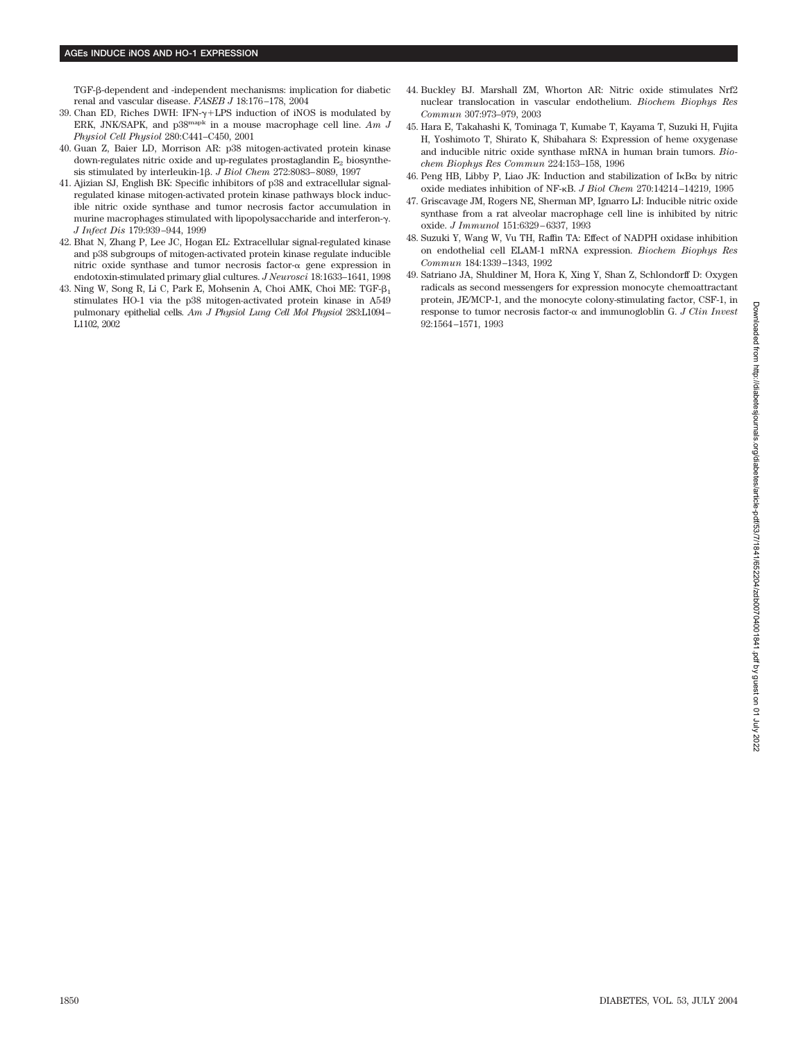TGF-β-dependent and -independent mechanisms: implication for diabetic renal and vascular disease. *FASEB J* 18:176–178, 2004

39. Chan ED, Riches DWH: IFN-γ+LPS induction of iNOS is modulated by ERK, JNK/SAPK, and $p38^{mapk}$ in a mouse macrophage cell line. *Am J Physiol Cell Physiol* 280:C441–C450, 2001
40. Guan Z, Baier LD, Morrison AR: p38 mitogen-activated protein kinase down-regulates nitric oxide and up-regulates prostaglandin $E_2$ biosynthesis stimulated by interleukin-1β. *J Biol Chem* 272:8083–8089, 1997
41. Ajizian SJ, English BK: Specific inhibitors of p38 and extracellular signal-regulated kinase mitogen-activated protein kinase pathways block inducible nitric oxide synthase and tumor necrosis factor accumulation in murine macrophages stimulated with lipopolysaccharide and interferon-γ. *J Infect Dis* 179:939–944, 1999
42. Bhat N, Zhang P, Lee JC, Hogan EL: Extracellular signal-regulated kinase and p38 subgroups of mitogen-activated protein kinase regulate inducible nitric oxide synthase and tumor necrosis factor-α gene expression in endotoxin-stimulated primary glial cultures. *J Neurosci* 18:1633–1641, 1998
43. Ning W, Song R, Li C, Park E, Mohsenin A, Choi AMK, Choi ME: TGF-$\beta_1$ stimulates HO-1 via the p38 mitogen-activated protein kinase in A549 pulmonary epithelial cells. *Am J Physiol Lung Cell Mol Physiol* 283:L1094–L1102, 2002
44. Buckley BJ. Marshall ZM, Whorton AR: Nitric oxide stimulates Nrf2 nuclear translocation in vascular endothelium. *Biochem Biophys Res Commun* 307:973–979, 2003
45. Hara E, Takahashi K, Tominaga T, Kumabe T, Kayama T, Suzuki H, Fujita H, Yoshimoto T, Shirato K, Shibahara S: Expression of heme oxygenase and inducible nitric oxide synthase mRNA in human brain tumors. *Biochem Biophys Res Commun* 224:153–158, 1996
46. Peng HB, Libby P, Liao JK: Induction and stabilization of IκBα by nitric oxide mediates inhibition of NF-κB. *J Biol Chem* 270:14214–14219, 1995
47. Griscavage JM, Rogers NE, Sherman MP, Ignarro LJ: Inducible nitric oxide synthase from a rat alveolar macrophage cell line is inhibited by nitric oxide. *J Immunol* 151:6329–6337, 1993
48. Suzuki Y, Wang W, Vu TH, Raffin TA: Effect of NADPH oxidase inhibition on endothelial cell ELAM-1 mRNA expression. *Biochem Biophys Res Commun* 184:1339–1343, 1992
49. Satriano JA, Shuldiner M, Hora K, Xing Y, Shan Z, Schlondorff D: Oxygen radicals as second messengers for expression monocyte chemoattractant protein, JE/MCP-1, and the monocyte colony-stimulating factor, CSF-1, in response to tumor necrosis factor-α and immunogloblin G. *J Clin Invest* 92:1564–1571, 1993